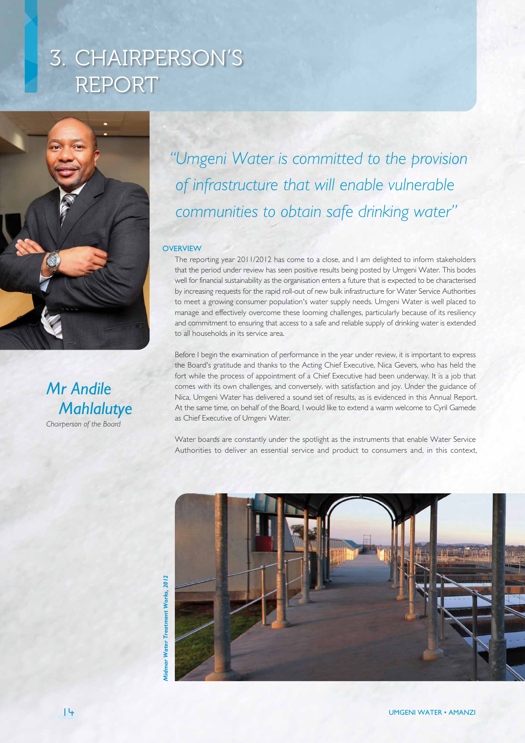# 3. CHAIRPERSON'S REPORT

*"Umgeni Water is committed to the provision of infrastructure that will enable vulnerable communities to obtain safe drinking water"*

***Mr Andile Mahlalutye***

*Chairperson of the Board*

## OVERVIEW

The reporting year 2011/2012 has come to a close, and I am delighted to inform stakeholders that the period under review has seen positive results being posted by Umgeni Water. This bodes well for financial sustainability as the organisation enters a future that is expected to be characterised by increasing requests for the rapid roll-out of new bulk infrastructure for Water Service Authorities to meet a growing consumer population's water supply needs. Umgeni Water is well placed to manage and effectively overcome these looming challenges, particularly because of its resiliency and commitment to ensuring that access to a safe and reliable supply of drinking water is extended to all households in its service area.

Before I begin the examination of performance in the year under review, it is important to express the Board's gratitude and thanks to the Acting Chief Executive, Nica Gevers, who has held the fort while the process of appointment of a Chief Executive had been underway. It is a job that comes with its own challenges, and conversely, with satisfaction and joy. Under the guidance of Nica, Umgeni Water has delivered a sound set of results, as is evidenced in this Annual Report. At the same time, on behalf of the Board, I would like to extend a warm welcome to Cyril Gamede as Chief Executive of Umgeni Water.

Water boards are constantly under the spotlight as the instruments that enable Water Service Authorities to deliver an essential service and product to consumers and, in this context,

*Midmar Water Treatment Works, 2012*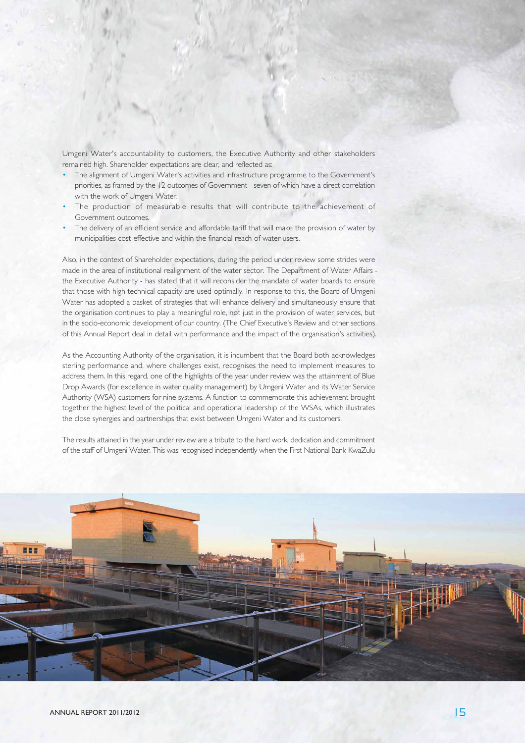Umgeni Water's accountability to customers, the Executive Authority and other stakeholders remained high. Shareholder expectations are clear, and reflected as:

- The alignment of Umgeni Water's activities and infrastructure programme to the Government's priorities, as framed by the 12 outcomes of Government - seven of which have a direct correlation with the work of Umgeni Water.
- The production of measurable results that will contribute to the achievement of Government outcomes.
- The delivery of an efficient service and affordable tariff that will make the provision of water by municipalities cost-effective and within the financial reach of water users.

Also, in the context of Shareholder expectations, during the period under review some strides were made in the area of institutional realignment of the water sector. The Department of Water Affairs - the Executive Authority - has stated that it will reconsider the mandate of water boards to ensure that those with high technical capacity are used optimally. In response to this, the Board of Umgeni Water has adopted a basket of strategies that will enhance delivery and simultaneously ensure that the organisation continues to play a meaningful role, not just in the provision of water services, but in the socio-economic development of our country. (The Chief Executive's Review and other sections of this Annual Report deal in detail with performance and the impact of the organisation's activities).

As the Accounting Authority of the organisation, it is incumbent that the Board both acknowledges sterling performance and, where challenges exist, recognises the need to implement measures to address them. In this regard, one of the highlights of the year under review was the attainment of Blue Drop Awards (for excellence in water quality management) by Umgeni Water and its Water Service Authority (WSA) customers for nine systems. A function to commemorate this achievement brought together the highest level of the political and operational leadership of the WSAs, which illustrates the close synergies and partnerships that exist between Umgeni Water and its customers.

The results attained in the year under review are a tribute to the hard work, dedication and commitment of the staff of Umgeni Water. This was recognised independently when the First National Bank-KwaZulu-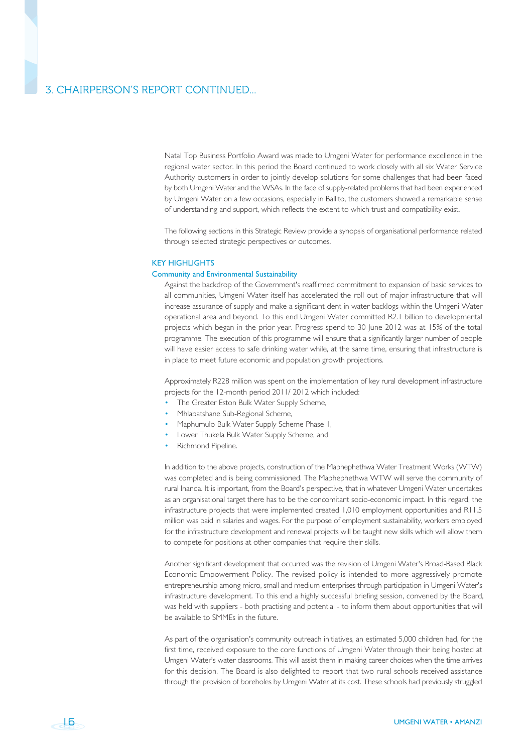# 3. CHAIRPERSON'S REPORT CONTINUED...

Natal Top Business Portfolio Award was made to Umgeni Water for performance excellence in the regional water sector. In this period the Board continued to work closely with all six Water Service Authority customers in order to jointly develop solutions for some challenges that had been faced by both Umgeni Water and the WSAs. In the face of supply-related problems that had been experienced by Umgeni Water on a few occasions, especially in Ballito, the customers showed a remarkable sense of understanding and support, which reflects the extent to which trust and compatibility exist.

The following sections in this Strategic Review provide a synopsis of organisational performance related through selected strategic perspectives or outcomes.

## KEY HIGHLIGHTS

### Community and Environmental Sustainability

Against the backdrop of the Government's reaffirmed commitment to expansion of basic services to all communities, Umgeni Water itself has accelerated the roll out of major infrastructure that will increase assurance of supply and make a significant dent in water backlogs within the Umgeni Water operational area and beyond. To this end Umgeni Water committed R2.1 billion to developmental projects which began in the prior year. Progress spend to 30 June 2012 was at 15% of the total programme. The execution of this programme will ensure that a significantly larger number of people will have easier access to safe drinking water while, at the same time, ensuring that infrastructure is in place to meet future economic and population growth projections.

Approximately R228 million was spent on the implementation of key rural development infrastructure projects for the 12-month period 2011/ 2012 which included:

- The Greater Eston Bulk Water Supply Scheme,
- Mhlabatshane Sub-Regional Scheme,
- Maphumulo Bulk Water Supply Scheme Phase 1,
- Lower Thukela Bulk Water Supply Scheme, and
- Richmond Pipeline.

In addition to the above projects, construction of the Maphephethwa Water Treatment Works (WTW) was completed and is being commissioned. The Maphephethwa WTW will serve the community of rural Inanda. It is important, from the Board's perspective, that in whatever Umgeni Water undertakes as an organisational target there has to be the concomitant socio-economic impact. In this regard, the infrastructure projects that were implemented created 1,010 employment opportunities and R11.5 million was paid in salaries and wages. For the purpose of employment sustainability, workers employed for the infrastructure development and renewal projects will be taught new skills which will allow them to compete for positions at other companies that require their skills.

Another significant development that occurred was the revision of Umgeni Water's Broad-Based Black Economic Empowerment Policy. The revised policy is intended to more aggressively promote entrepreneurship among micro, small and medium enterprises through participation in Umgeni Water's infrastructure development. To this end a highly successful briefing session, convened by the Board, was held with suppliers - both practising and potential - to inform them about opportunities that will be available to SMMEs in the future.

As part of the organisation's community outreach initiatives, an estimated 5,000 children had, for the first time, received exposure to the core functions of Umgeni Water through their being hosted at Umgeni Water's water classrooms. This will assist them in making career choices when the time arrives for this decision. The Board is also delighted to report that two rural schools received assistance through the provision of boreholes by Umgeni Water at its cost. These schools had previously struggled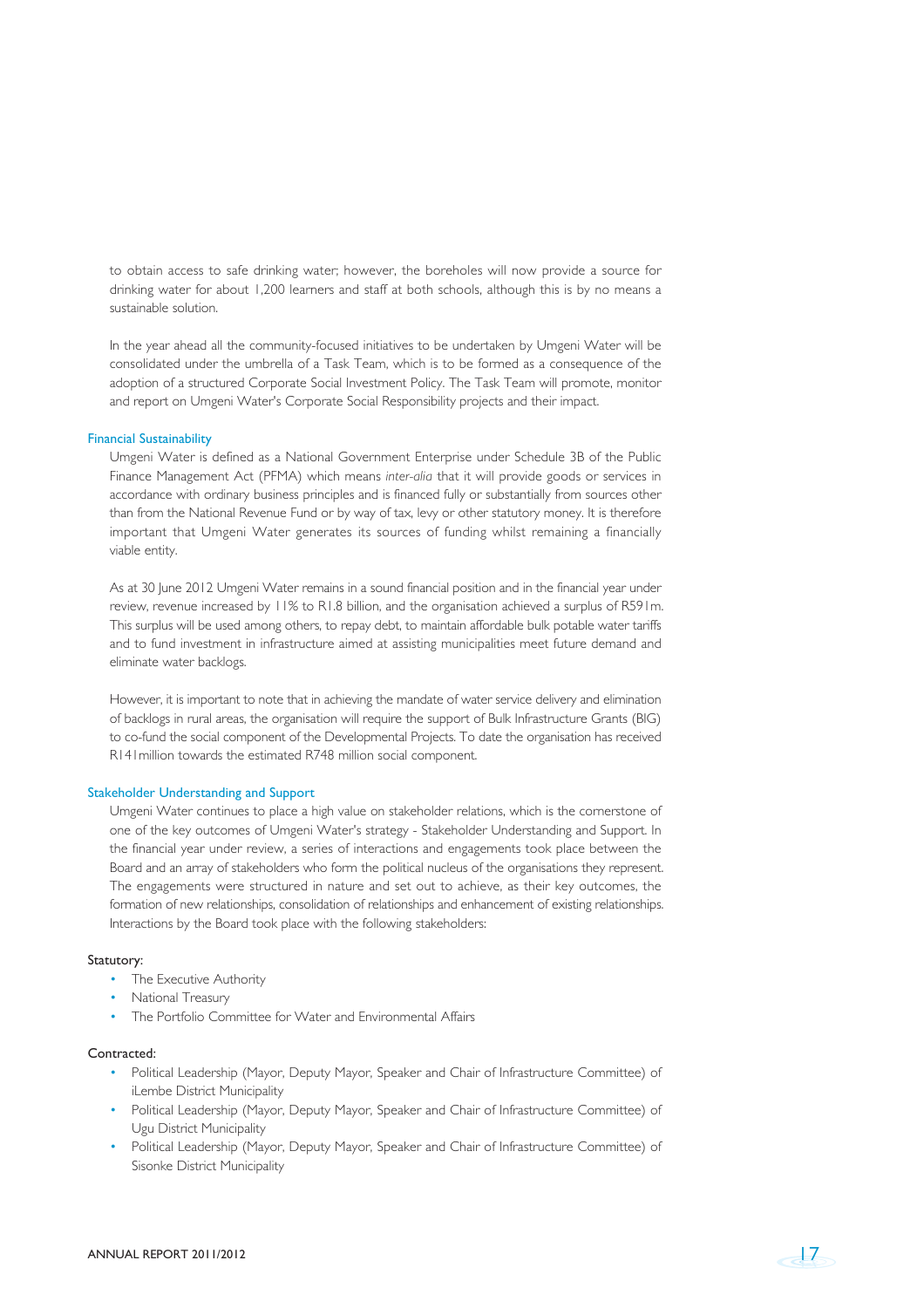to obtain access to safe drinking water; however, the boreholes will now provide a source for drinking water for about 1,200 learners and staff at both schools, although this is by no means a sustainable solution.

In the year ahead all the community-focused initiatives to be undertaken by Umgeni Water will be consolidated under the umbrella of a Task Team, which is to be formed as a consequence of the adoption of a structured Corporate Social Investment Policy. The Task Team will promote, monitor and report on Umgeni Water's Corporate Social Responsibility projects and their impact.

### Financial Sustainability

Umgeni Water is defined as a National Government Enterprise under Schedule 3B of the Public Finance Management Act (PFMA) which means *inter-alia* that it will provide goods or services in accordance with ordinary business principles and is financed fully or substantially from sources other than from the National Revenue Fund or by way of tax, levy or other statutory money. It is therefore important that Umgeni Water generates its sources of funding whilst remaining a financially viable entity.

As at 30 June 2012 Umgeni Water remains in a sound financial position and in the financial year under review, revenue increased by 11% to R1.8 billion, and the organisation achieved a surplus of R591m. This surplus will be used among others, to repay debt, to maintain affordable bulk potable water tariffs and to fund investment in infrastructure aimed at assisting municipalities meet future demand and eliminate water backlogs.

However, it is important to note that in achieving the mandate of water service delivery and elimination of backlogs in rural areas, the organisation will require the support of Bulk Infrastructure Grants (BIG) to co-fund the social component of the Developmental Projects. To date the organisation has received R141million towards the estimated R748 million social component.

### Stakeholder Understanding and Support

Umgeni Water continues to place a high value on stakeholder relations, which is the cornerstone of one of the key outcomes of Umgeni Water's strategy - Stakeholder Understanding and Support. In the financial year under review, a series of interactions and engagements took place between the Board and an array of stakeholders who form the political nucleus of the organisations they represent. The engagements were structured in nature and set out to achieve, as their key outcomes, the formation of new relationships, consolidation of relationships and enhancement of existing relationships. Interactions by the Board took place with the following stakeholders:

Statutory:

- The Executive Authority
- National Treasury
- The Portfolio Committee for Water and Environmental Affairs

Contracted:

- Political Leadership (Mayor, Deputy Mayor, Speaker and Chair of Infrastructure Committee) of iLembe District Municipality
- Political Leadership (Mayor, Deputy Mayor, Speaker and Chair of Infrastructure Committee) of Ugu District Municipality
- Political Leadership (Mayor, Deputy Mayor, Speaker and Chair of Infrastructure Committee) of Sisonke District Municipality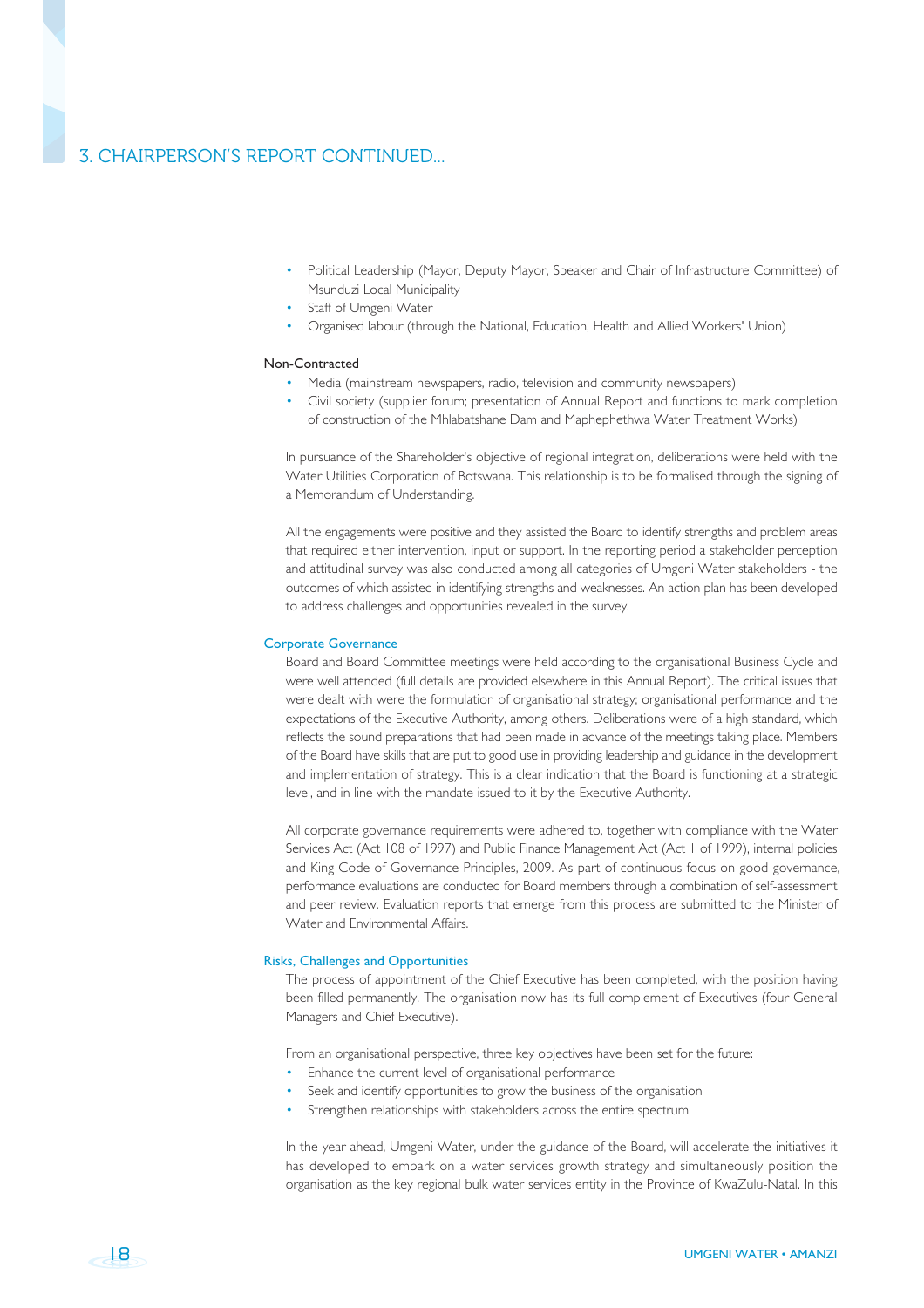- Political Leadership (Mayor, Deputy Mayor, Speaker and Chair of Infrastructure Committee) of Msunduzi Local Municipality
- Staff of Umgeni Water
- Organised labour (through the National, Education, Health and Allied Workers' Union)

Non-Contracted

- Media (mainstream newspapers, radio, television and community newspapers)
- Civil society (supplier forum; presentation of Annual Report and functions to mark completion of construction of the Mhlabatshane Dam and Maphephethwa Water Treatment Works)

In pursuance of the Shareholder's objective of regional integration, deliberations were held with the Water Utilities Corporation of Botswana. This relationship is to be formalised through the signing of a Memorandum of Understanding.

All the engagements were positive and they assisted the Board to identify strengths and problem areas that required either intervention, input or support. In the reporting period a stakeholder perception and attitudinal survey was also conducted among all categories of Umgeni Water stakeholders - the outcomes of which assisted in identifying strengths and weaknesses. An action plan has been developed to address challenges and opportunities revealed in the survey.

### Corporate Governance

Board and Board Committee meetings were held according to the organisational Business Cycle and were well attended (full details are provided elsewhere in this Annual Report). The critical issues that were dealt with were the formulation of organisational strategy; organisational performance and the expectations of the Executive Authority, among others. Deliberations were of a high standard, which reflects the sound preparations that had been made in advance of the meetings taking place. Members of the Board have skills that are put to good use in providing leadership and guidance in the development and implementation of strategy. This is a clear indication that the Board is functioning at a strategic level, and in line with the mandate issued to it by the Executive Authority.

All corporate governance requirements were adhered to, together with compliance with the Water Services Act (Act 108 of 1997) and Public Finance Management Act (Act 1 of 1999), internal policies and King Code of Governance Principles, 2009. As part of continuous focus on good governance, performance evaluations are conducted for Board members through a combination of self-assessment and peer review. Evaluation reports that emerge from this process are submitted to the Minister of Water and Environmental Affairs.

### Risks, Challenges and Opportunities

The process of appointment of the Chief Executive has been completed, with the position having been filled permanently. The organisation now has its full complement of Executives (four General Managers and Chief Executive).

From an organisational perspective, three key objectives have been set for the future:

- Enhance the current level of organisational performance
- Seek and identify opportunities to grow the business of the organisation
- Strengthen relationships with stakeholders across the entire spectrum

In the year ahead, Umgeni Water, under the guidance of the Board, will accelerate the initiatives it has developed to embark on a water services growth strategy and simultaneously position the organisation as the key regional bulk water services entity in the Province of KwaZulu-Natal. In this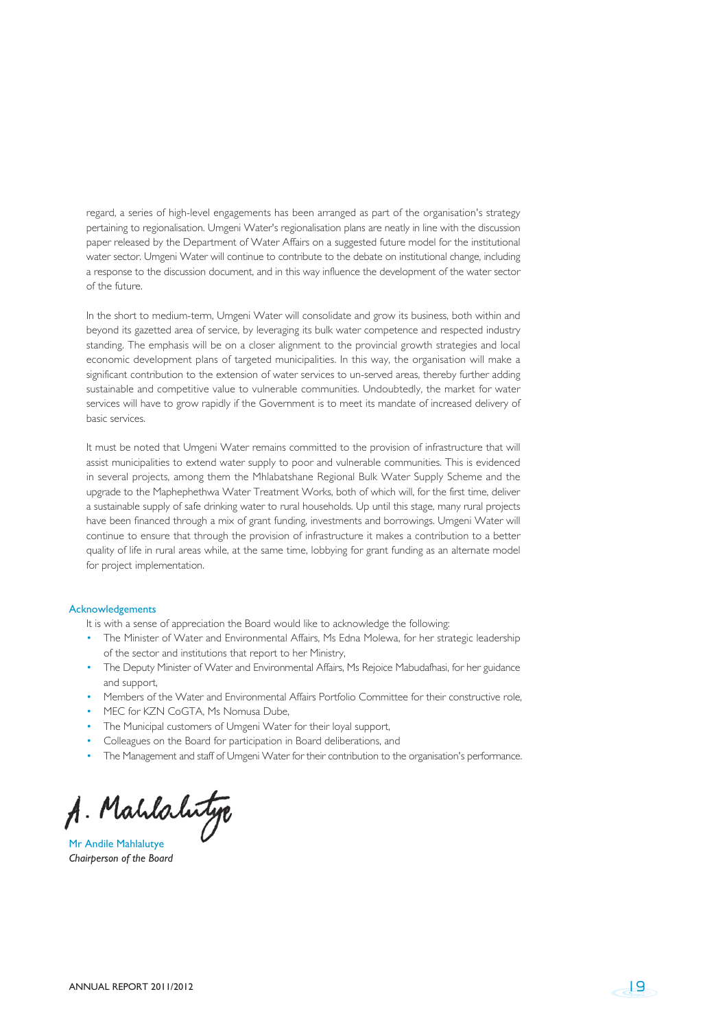regard, a series of high-level engagements has been arranged as part of the organisation's strategy pertaining to regionalisation. Umgeni Water's regionalisation plans are neatly in line with the discussion paper released by the Department of Water Affairs on a suggested future model for the institutional water sector. Umgeni Water will continue to contribute to the debate on institutional change, including a response to the discussion document, and in this way influence the development of the water sector of the future.

In the short to medium-term, Umgeni Water will consolidate and grow its business, both within and beyond its gazetted area of service, by leveraging its bulk water competence and respected industry standing. The emphasis will be on a closer alignment to the provincial growth strategies and local economic development plans of targeted municipalities. In this way, the organisation will make a significant contribution to the extension of water services to un-served areas, thereby further adding sustainable and competitive value to vulnerable communities. Undoubtedly, the market for water services will have to grow rapidly if the Government is to meet its mandate of increased delivery of basic services.

It must be noted that Umgeni Water remains committed to the provision of infrastructure that will assist municipalities to extend water supply to poor and vulnerable communities. This is evidenced in several projects, among them the Mhlabatshane Regional Bulk Water Supply Scheme and the upgrade to the Maphephethwa Water Treatment Works, both of which will, for the first time, deliver a sustainable supply of safe drinking water to rural households. Up until this stage, many rural projects have been financed through a mix of grant funding, investments and borrowings. Umgeni Water will continue to ensure that through the provision of infrastructure it makes a contribution to a better quality of life in rural areas while, at the same time, lobbying for grant funding as an alternate model for project implementation.

## Acknowledgements

It is with a sense of appreciation the Board would like to acknowledge the following:

- The Minister of Water and Environmental Affairs, Ms Edna Molewa, for her strategic leadership of the sector and institutions that report to her Ministry,
- The Deputy Minister of Water and Environmental Affairs, Ms Rejoice Mabudafhasi, for her guidance and support,
- Members of the Water and Environmental Affairs Portfolio Committee for their constructive role,
- MEC for KZN CoGTA, Ms Nomusa Dube,
- The Municipal customers of Umgeni Water for their loyal support,
- Colleagues on the Board for participation in Board deliberations, and
- The Management and staff of Umgeni Water for their contribution to the organisation's performance.

A. Mahlalutye

Mr Andile Mahlalutye
*Chairperson of the Board*